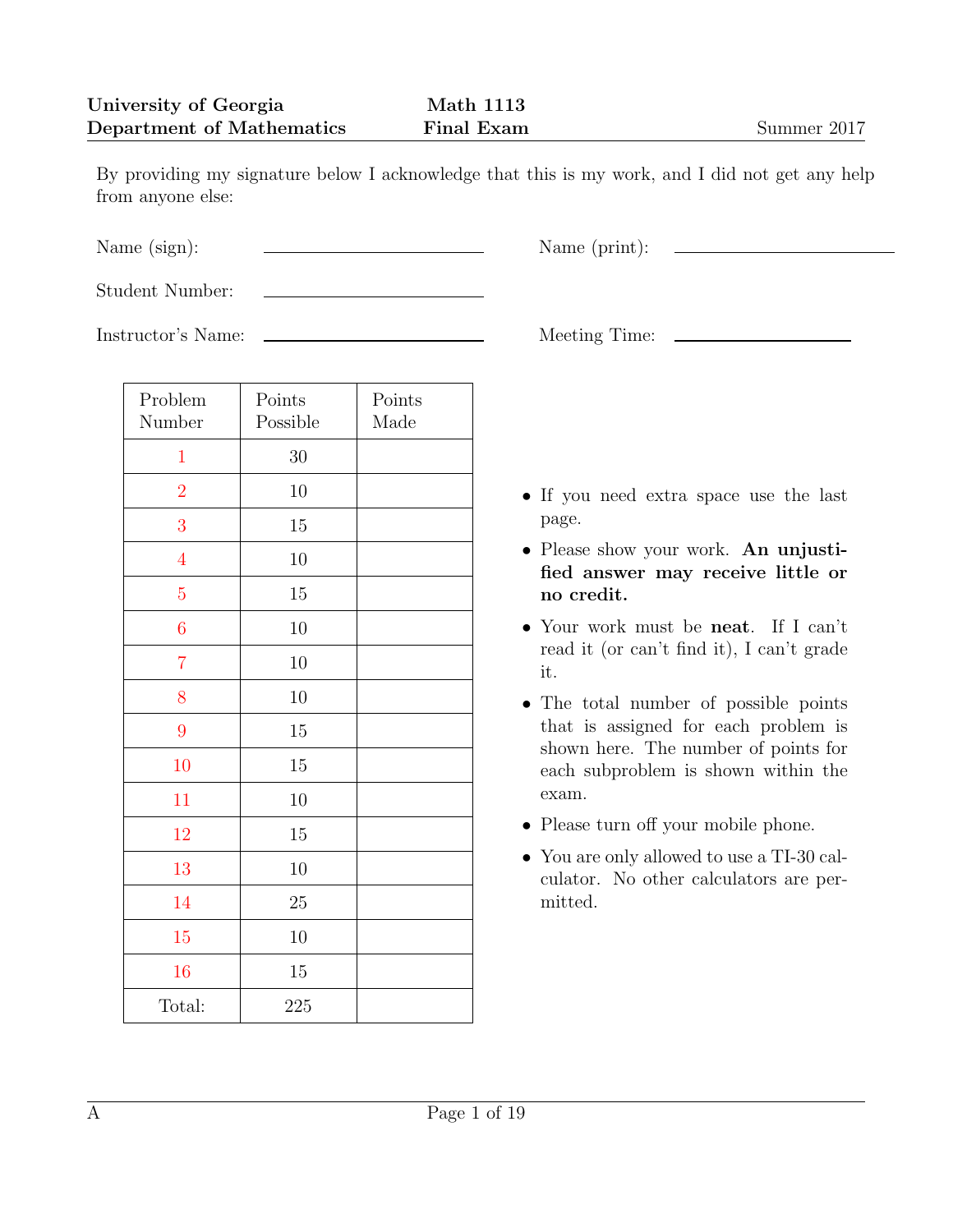**University of Georgia** **Math 1113**
**Department of Mathematics** **Final Exam** Summer 2017

By providing my signature below I acknowledge that this is my work, and I did not get any help from anyone else:

Name (sign): ______________________ Name (print): ______________________

Student Number: ______________________

Instructor's Name: ______________________ Meeting Time: ______________________

| Problem Number | Points Possible | Points Made |
|---|---|---|
| 1 | 30 | |
| 2 | 10 | |
| 3 | 15 | |
| 4 | 10 | |
| 5 | 15 | |
| 6 | 10 | |
| 7 | 10 | |
| 8 | 10 | |
| 9 | 15 | |
| 10 | 15 | |
| 11 | 10 | |
| 12 | 15 | |
| 13 | 10 | |
| 14 | 25 | |
| 15 | 10 | |
| 16 | 15 | |
| Total: | 225 | |

- If you need extra space use the last page.
- Please show your work. **An unjustified answer may receive little or no credit.**
- Your work must be **neat**. If I can't read it (or can't find it), I can't grade it.
- The total number of possible points that is assigned for each problem is shown here. The number of points for each subproblem is shown within the exam.
- Please turn off your mobile phone.
- You are only allowed to use a TI-30 calculator. No other calculators are permitted.

A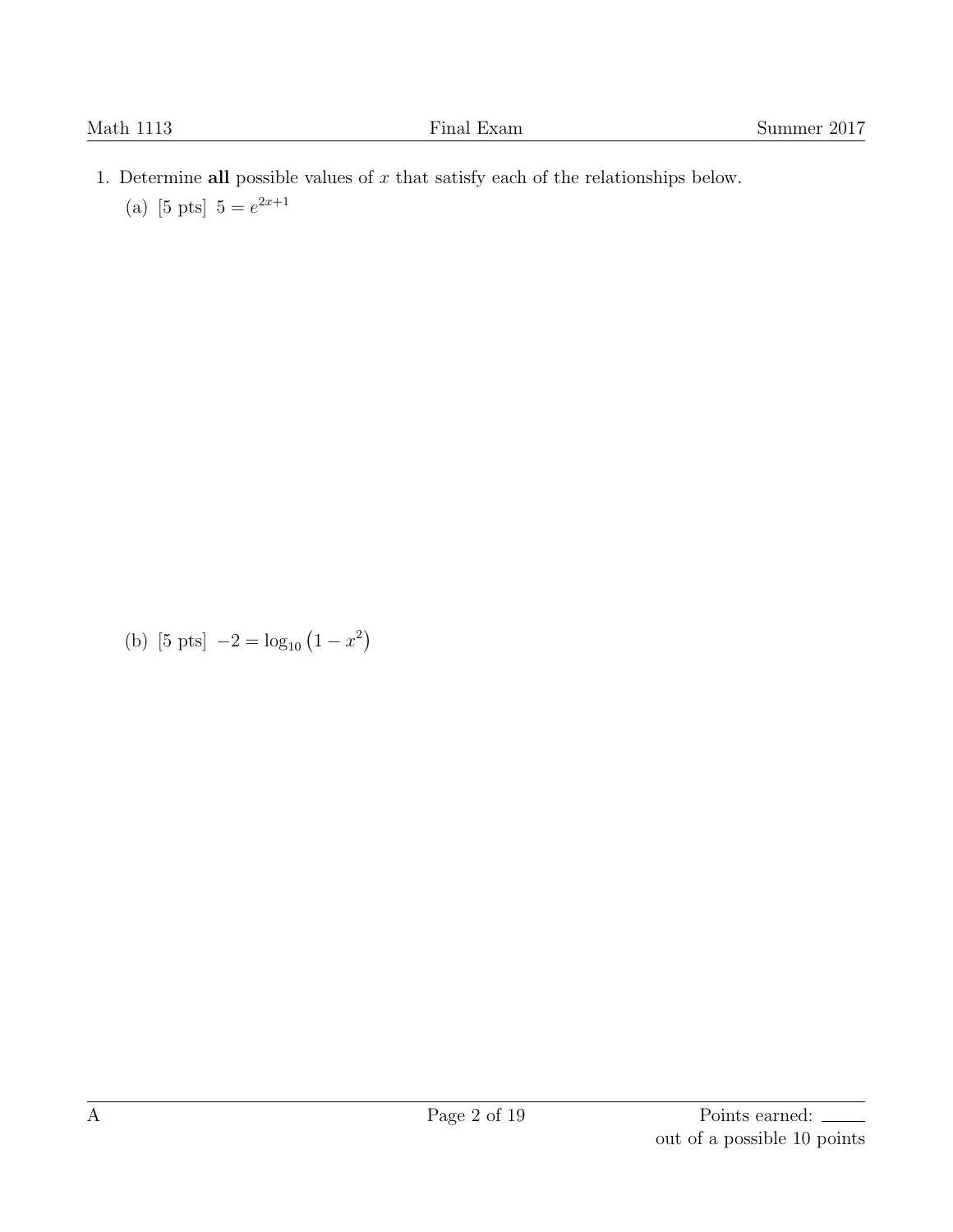1. Determine **all** possible values of $x$ that satisfy each of the relationships below.

   (a) [5 pts] $5 = e^{2x+1}$

   (b) [5 pts] $-2 = \log_{10}\left(1 - x^2\right)$

Points earned: \_\_\_\_\_ out of a possible 10 points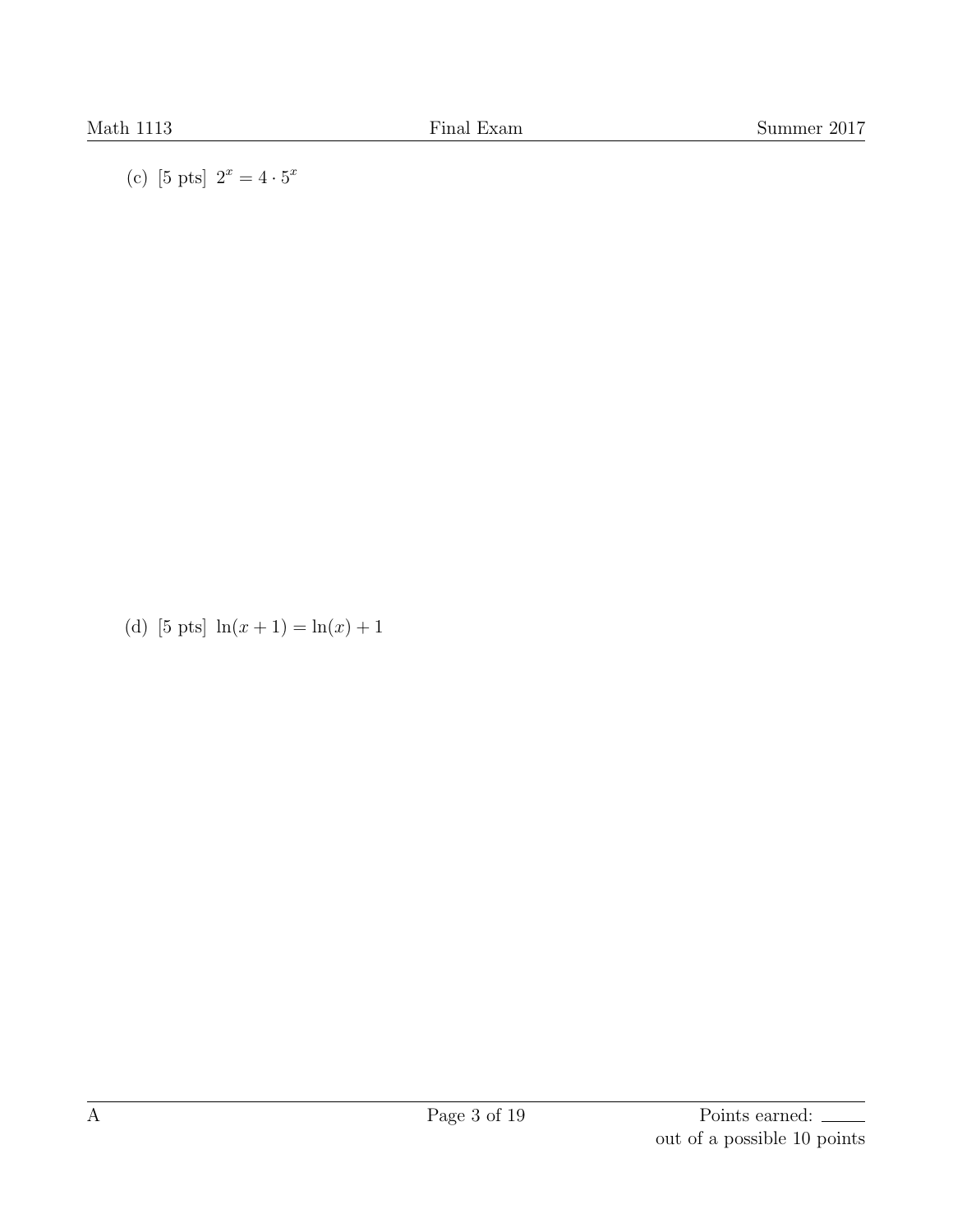(c) [5 pts] $2^x = 4 \cdot 5^x$

(d) [5 pts] $\ln(x+1) = \ln(x) + 1$

Points earned: ______
out of a possible 10 points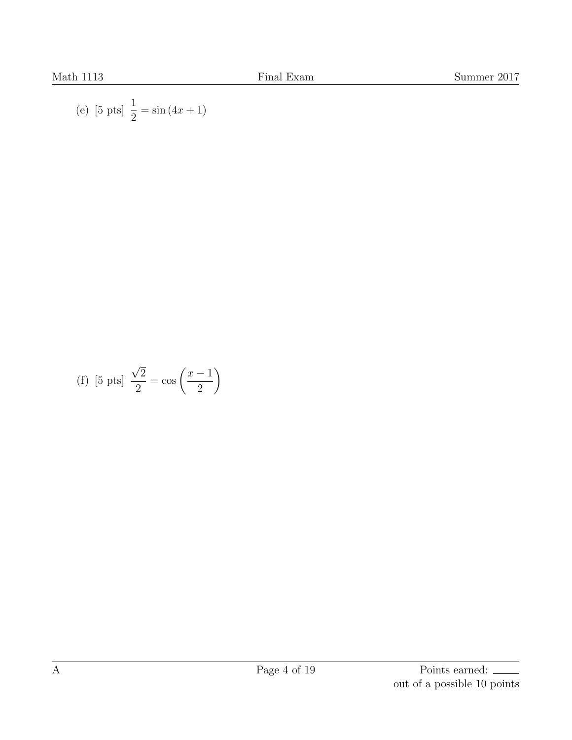(e) [5 pts] $\dfrac{1}{2} = \sin(4x + 1)$

(f) [5 pts] $\dfrac{\sqrt{2}}{2} = \cos\left(\dfrac{x - 1}{2}\right)$

Points earned: ______
out of a possible 10 points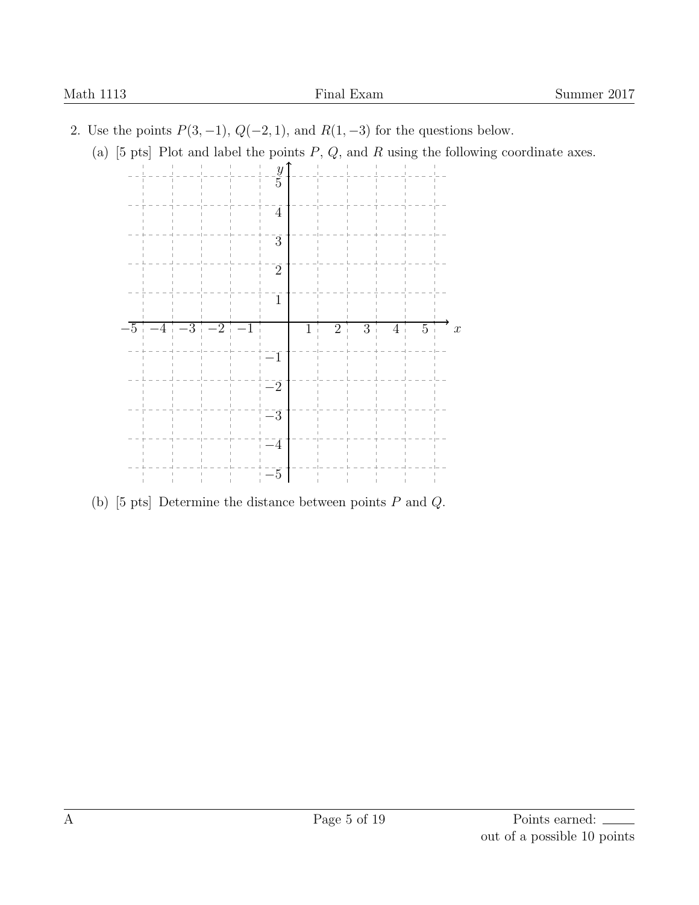2. Use the points $P(3, -1)$, $Q(-2, 1)$, and $R(1, -3)$ for the questions below.

   (a) [5 pts] Plot and label the points $P$, $Q$, and $R$ using the following coordinate axes.

   (b) [5 pts] Determine the distance between points $P$ and $Q$.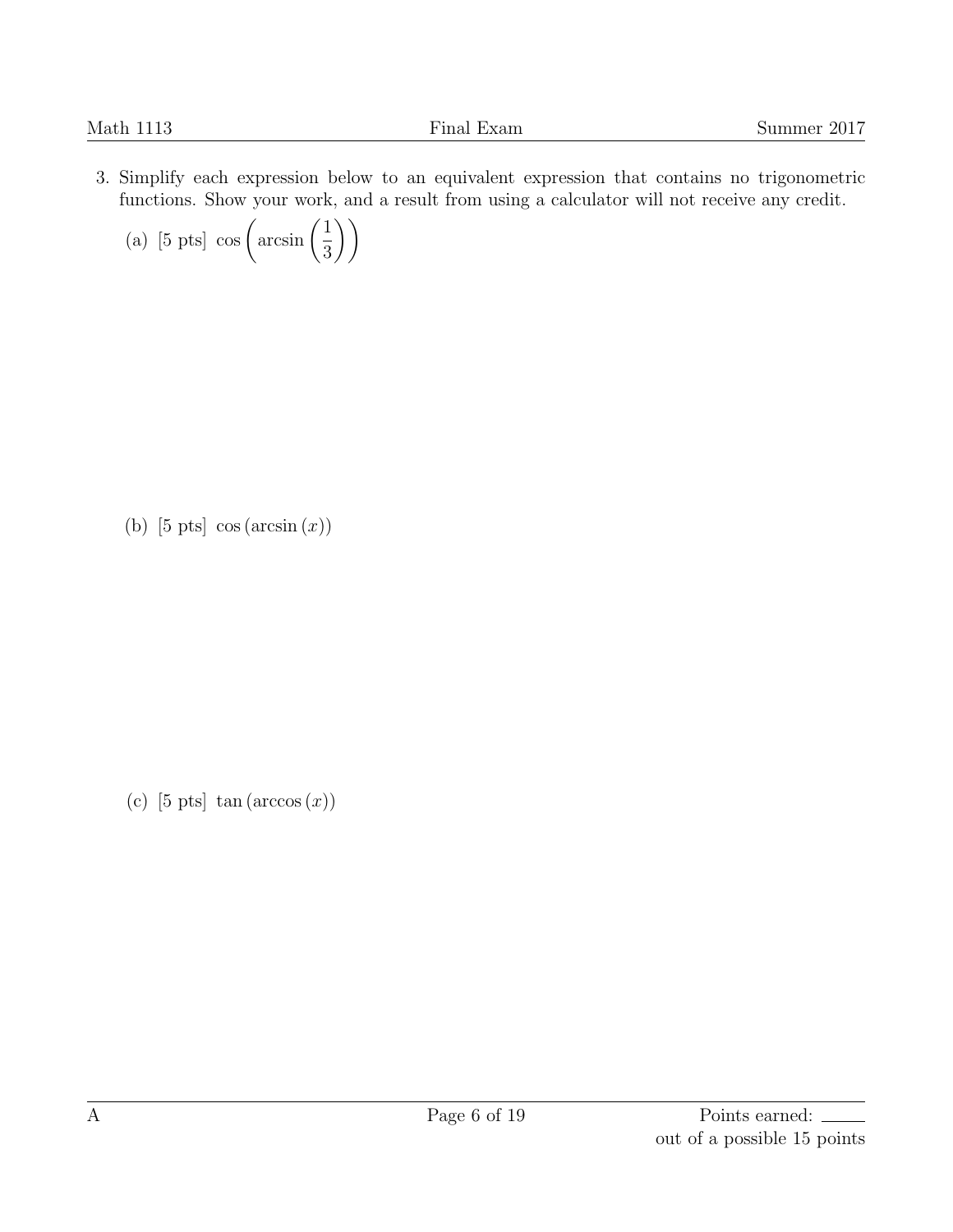3. Simplify each expression below to an equivalent expression that contains no trigonometric functions. Show your work, and a result from using a calculator will not receive any credit.

   (a) [5 pts] $\cos\left(\arcsin\left(\frac{1}{3}\right)\right)$

   (b) [5 pts] $\cos\left(\arcsin\left(x\right)\right)$

   (c) [5 pts] $\tan\left(\arccos\left(x\right)\right)$

A

Points earned: ______ out of a possible 15 points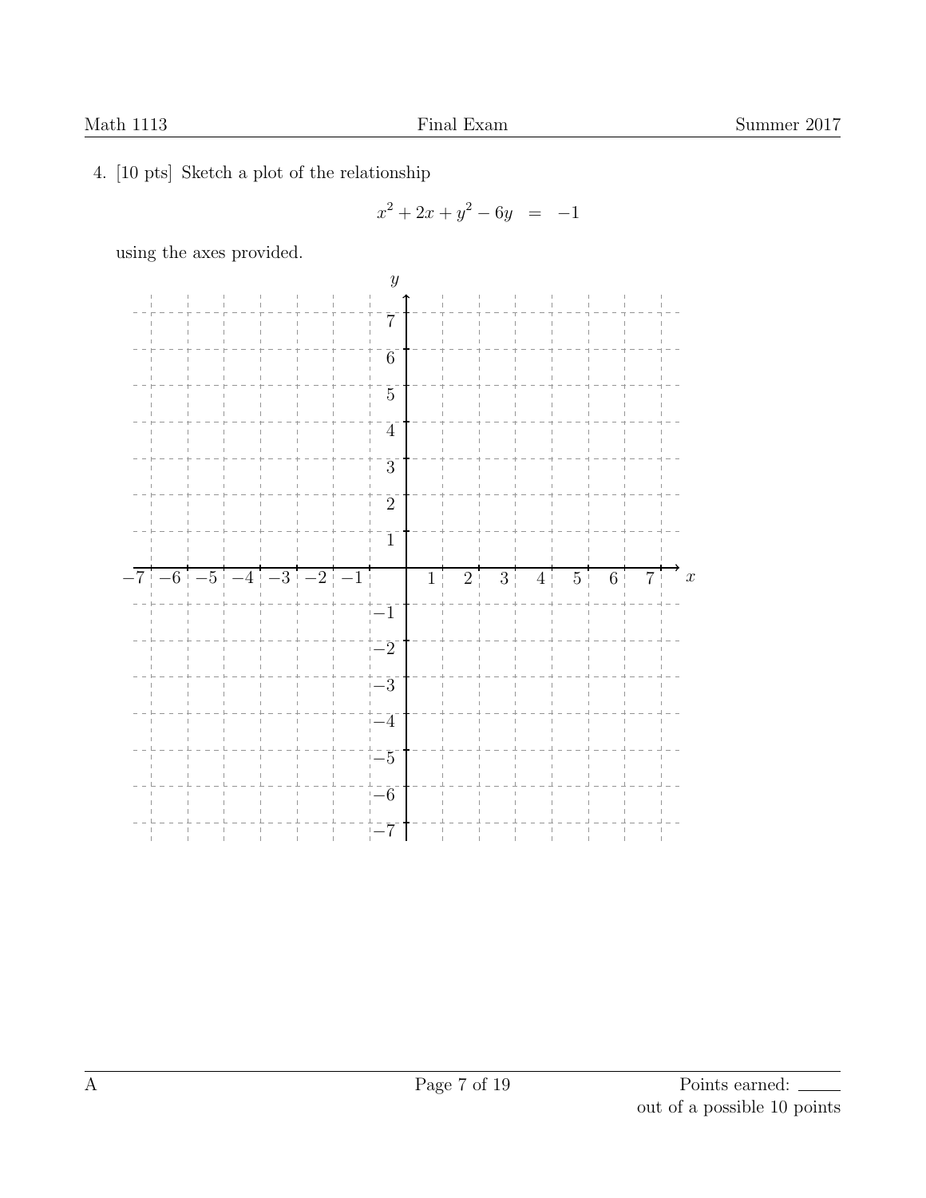4. [10 pts] Sketch a plot of the relationship

$$x^2 + 2x + y^2 - 6y \quad = \quad -1$$

using the axes provided.

Points earned: ______ out of a possible 10 points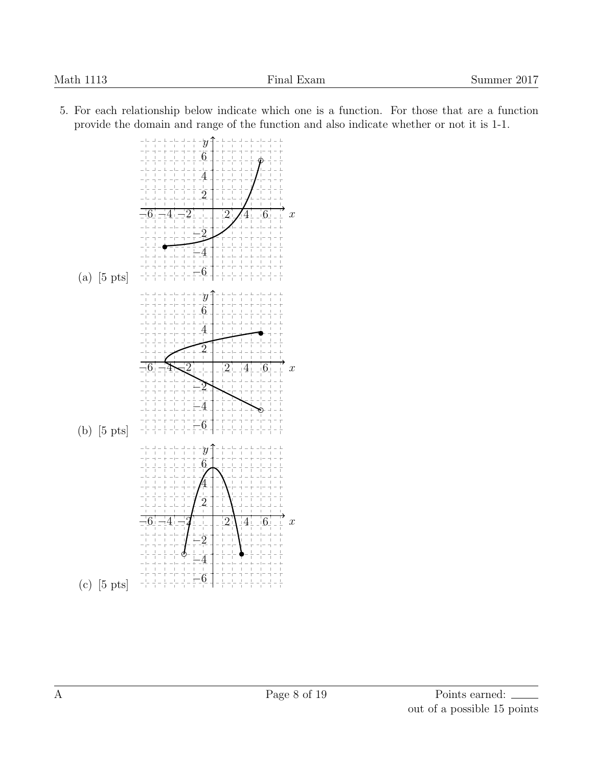5. For each relationship below indicate which one is a function. For those that are a function provide the domain and range of the function and also indicate whether or not it is 1-1.

(a) [5 pts]

(b) [5 pts]

(c) [5 pts]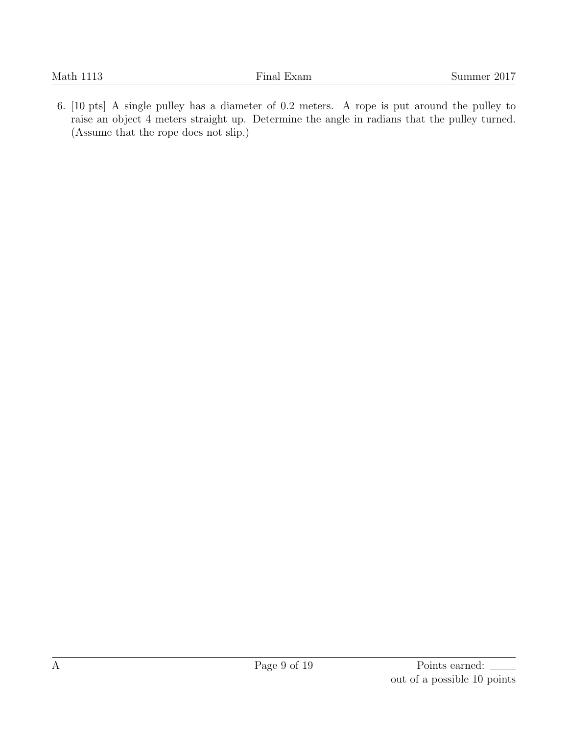6. [10 pts] A single pulley has a diameter of 0.2 meters. A rope is put around the pulley to raise an object 4 meters straight up. Determine the angle in radians that the pulley turned. (Assume that the rope does not slip.)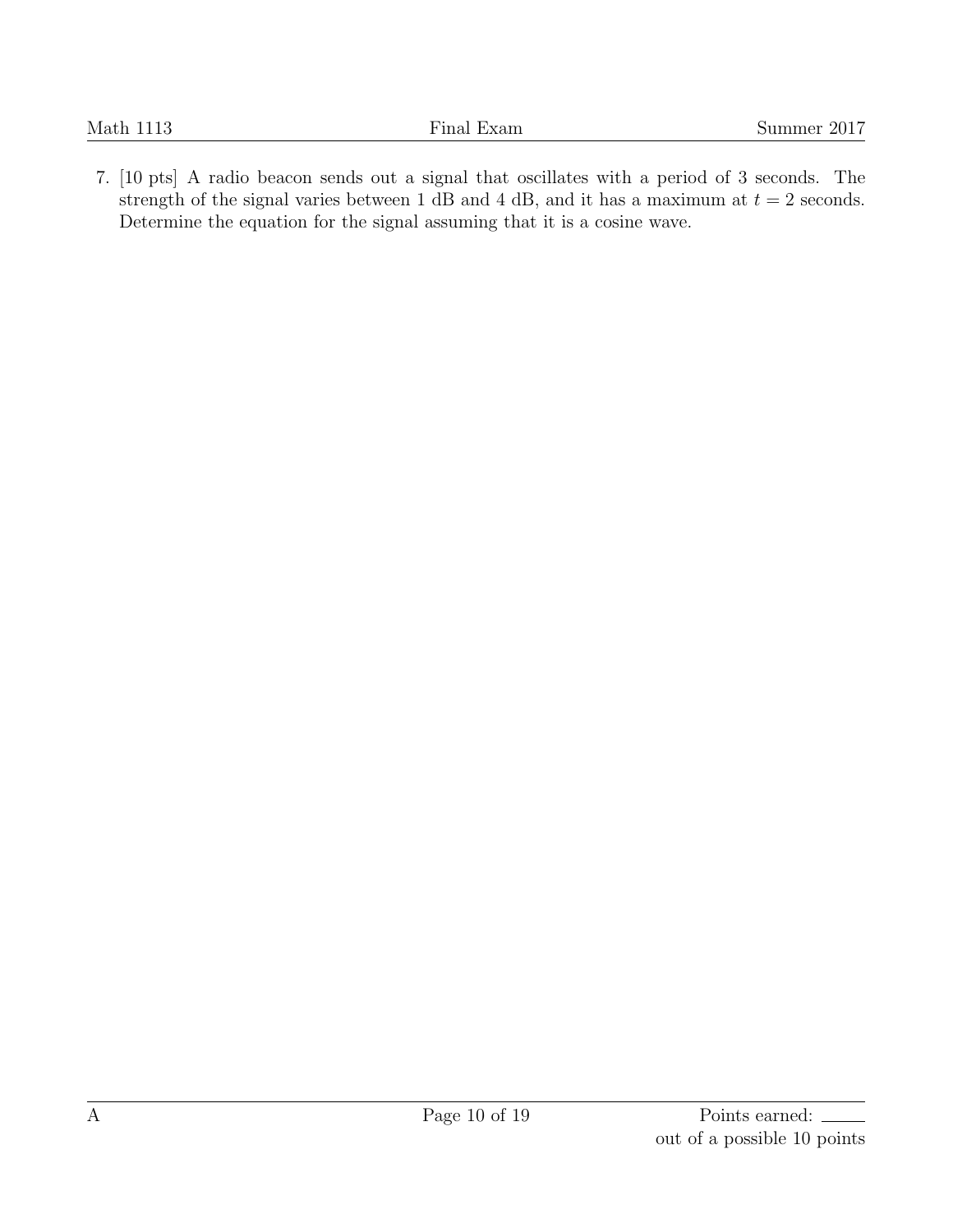7. [10 pts] A radio beacon sends out a signal that oscillates with a period of 3 seconds. The strength of the signal varies between 1 dB and 4 dB, and it has a maximum at $t = 2$ seconds. Determine the equation for the signal assuming that it is a cosine wave.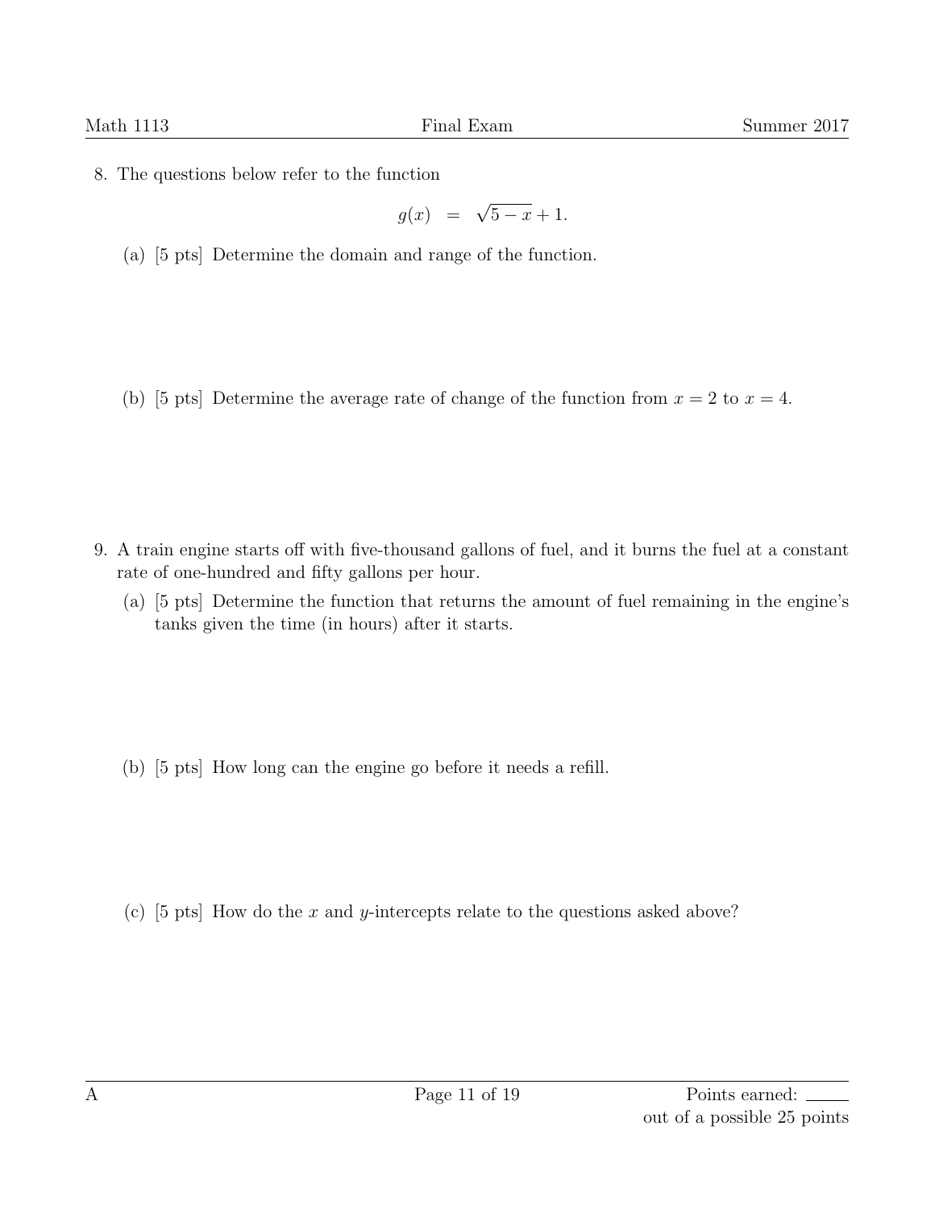8. The questions below refer to the function

$$g(x) \quad = \quad \sqrt{5-x}+1.$$

   (a) [5 pts] Determine the domain and range of the function.

   (b) [5 pts] Determine the average rate of change of the function from $x = 2$ to $x = 4$.

9. A train engine starts off with five-thousand gallons of fuel, and it burns the fuel at a constant rate of one-hundred and fifty gallons per hour.

   (a) [5 pts] Determine the function that returns the amount of fuel remaining in the engine's tanks given the time (in hours) after it starts.

   (b) [5 pts] How long can the engine go before it needs a refill.

   (c) [5 pts] How do the $x$ and $y$-intercepts relate to the questions asked above?

Points earned: \_\_\_\_\_ out of a possible 25 points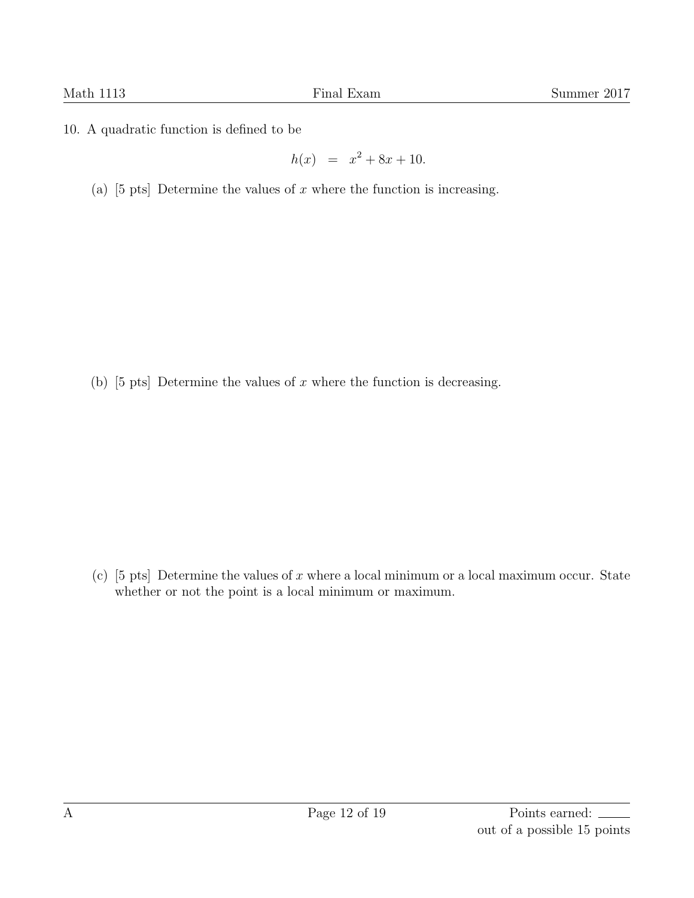10. A quadratic function is defined to be

$$h(x) \quad = \quad x^2 + 8x + 10.$$

(a) [5 pts] Determine the values of $x$ where the function is increasing.

(b) [5 pts] Determine the values of $x$ where the function is decreasing.

(c) [5 pts] Determine the values of $x$ where a local minimum or a local maximum occur. State whether or not the point is a local minimum or maximum.

A

Points earned: ______
out of a possible 15 points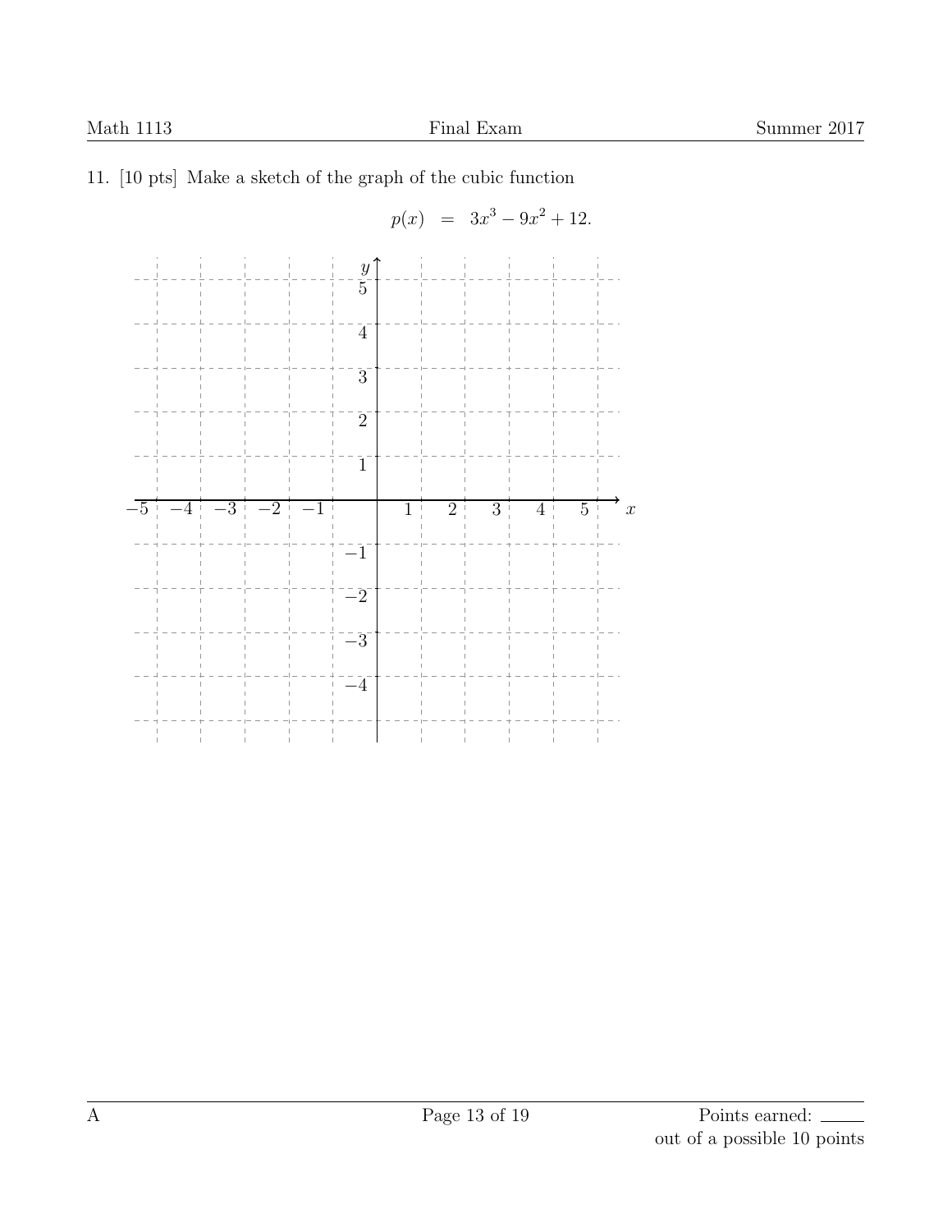11. [10 pts] Make a sketch of the graph of the cubic function

$$p(x) \;=\; 3x^3 - 9x^2 + 12.$$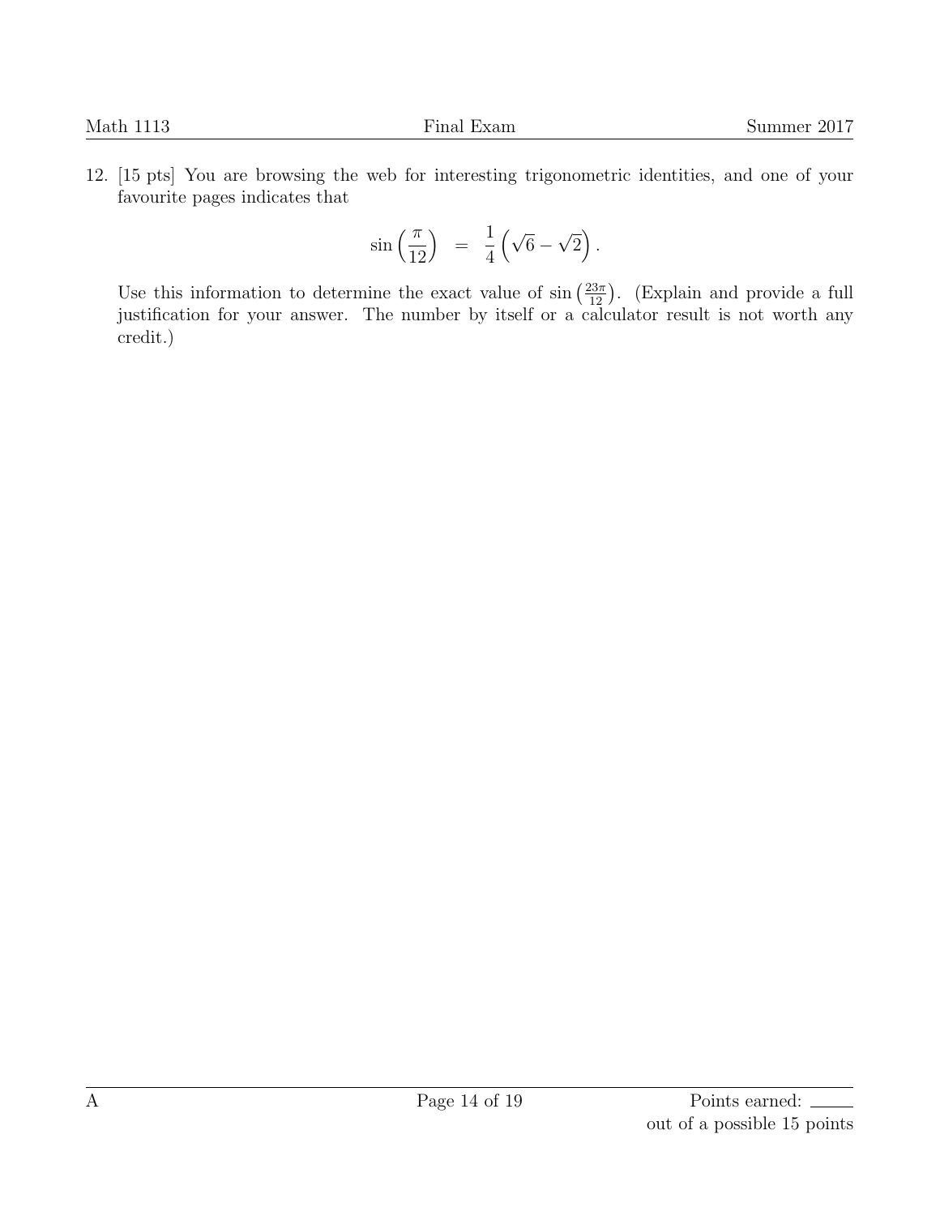12. [15 pts] You are browsing the web for interesting trigonometric identities, and one of your favourite pages indicates that

$$\sin\left(\frac{\pi}{12}\right) \;=\; \frac{1}{4}\left(\sqrt{6}-\sqrt{2}\right).$$

Use this information to determine the exact value of $\sin\left(\frac{23\pi}{12}\right)$. (Explain and provide a full justification for your answer. The number by itself or a calculator result is not worth any credit.)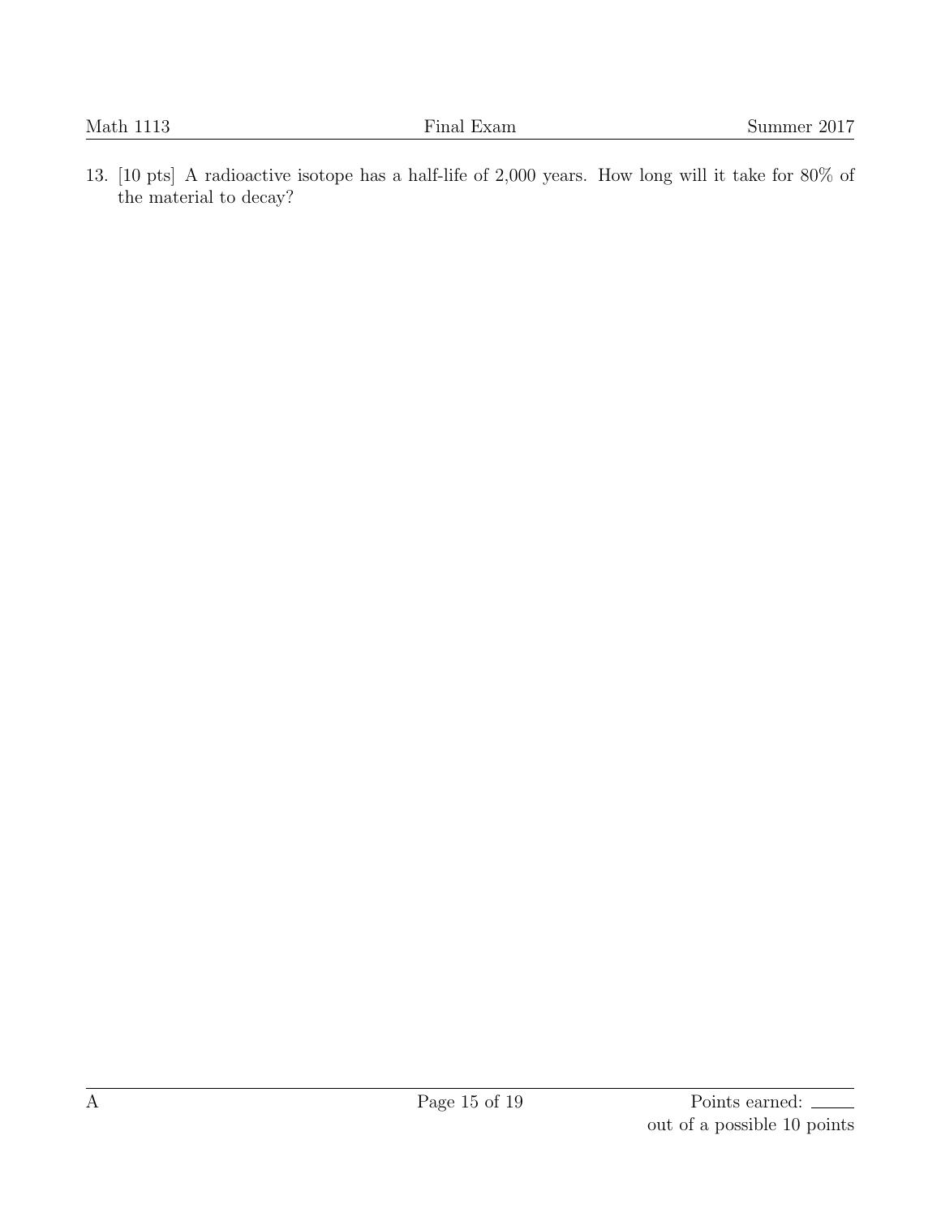13. [10 pts] A radioactive isotope has a half-life of 2,000 years. How long will it take for 80% of the material to decay?

Points earned: \_\_\_\_\_ out of a possible 10 points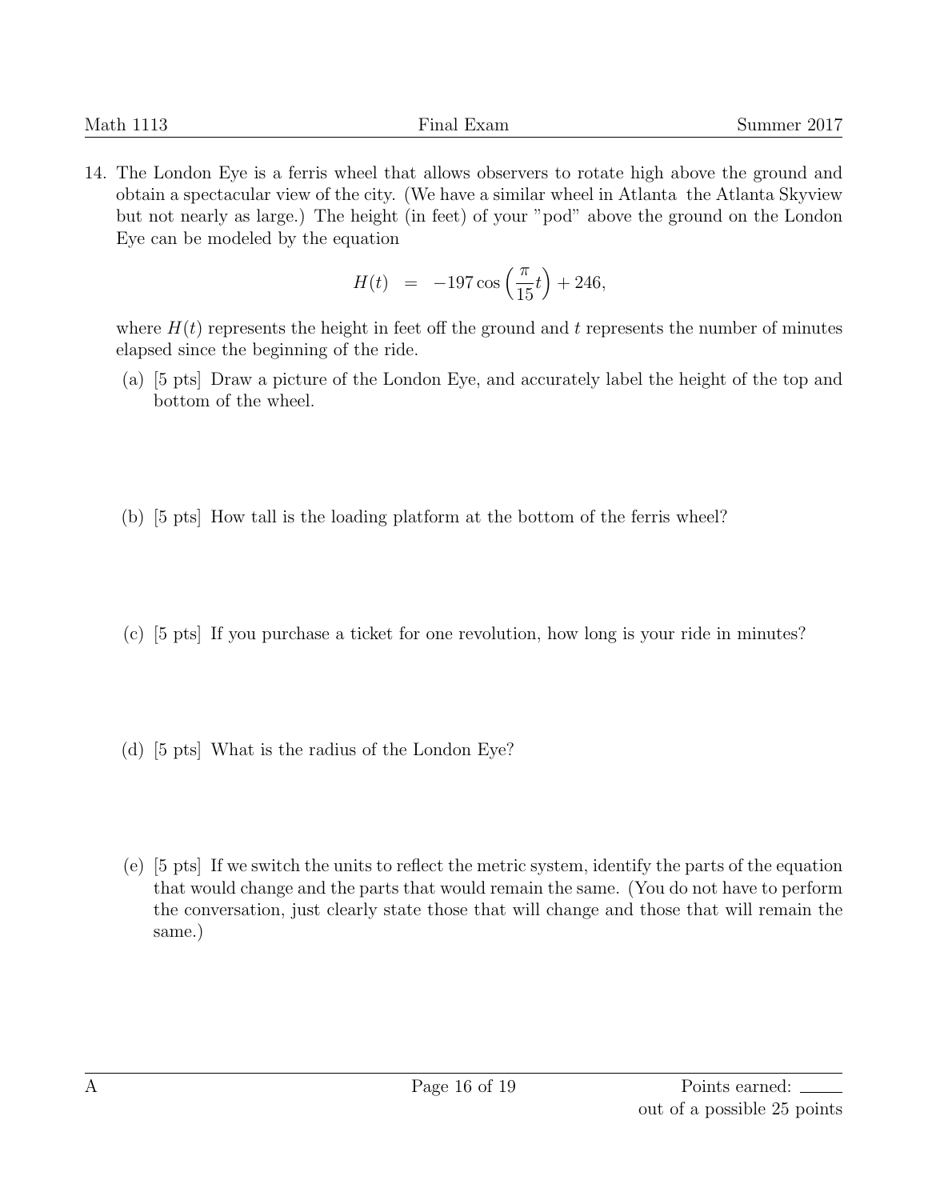14. The London Eye is a ferris wheel that allows observers to rotate high above the ground and obtain a spectacular view of the city. (We have a similar wheel in Atlanta the Atlanta Skyview but not nearly as large.) The height (in feet) of your "pod" above the ground on the London Eye can be modeled by the equation

$$H(t) \quad = \quad -197 \cos\left(\frac{\pi}{15}t\right) + 246,$$

where $H(t)$ represents the height in feet off the ground and $t$ represents the number of minutes elapsed since the beginning of the ride.

(a) [5 pts] Draw a picture of the London Eye, and accurately label the height of the top and bottom of the wheel.

(b) [5 pts] How tall is the loading platform at the bottom of the ferris wheel?

(c) [5 pts] If you purchase a ticket for one revolution, how long is your ride in minutes?

(d) [5 pts] What is the radius of the London Eye?

(e) [5 pts] If we switch the units to reflect the metric system, identify the parts of the equation that would change and the parts that would remain the same. (You do not have to perform the conversation, just clearly state those that will change and those that will remain the same.)

Points earned: ______
out of a possible 25 points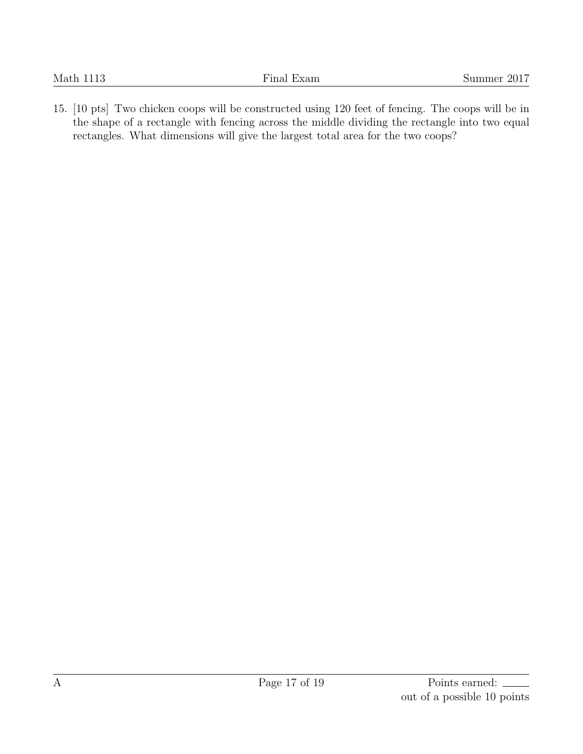15. [10 pts] Two chicken coops will be constructed using 120 feet of fencing. The coops will be in the shape of a rectangle with fencing across the middle dividing the rectangle into two equal rectangles. What dimensions will give the largest total area for the two coops?

A

Points earned: \_\_\_\_\_ out of a possible 10 points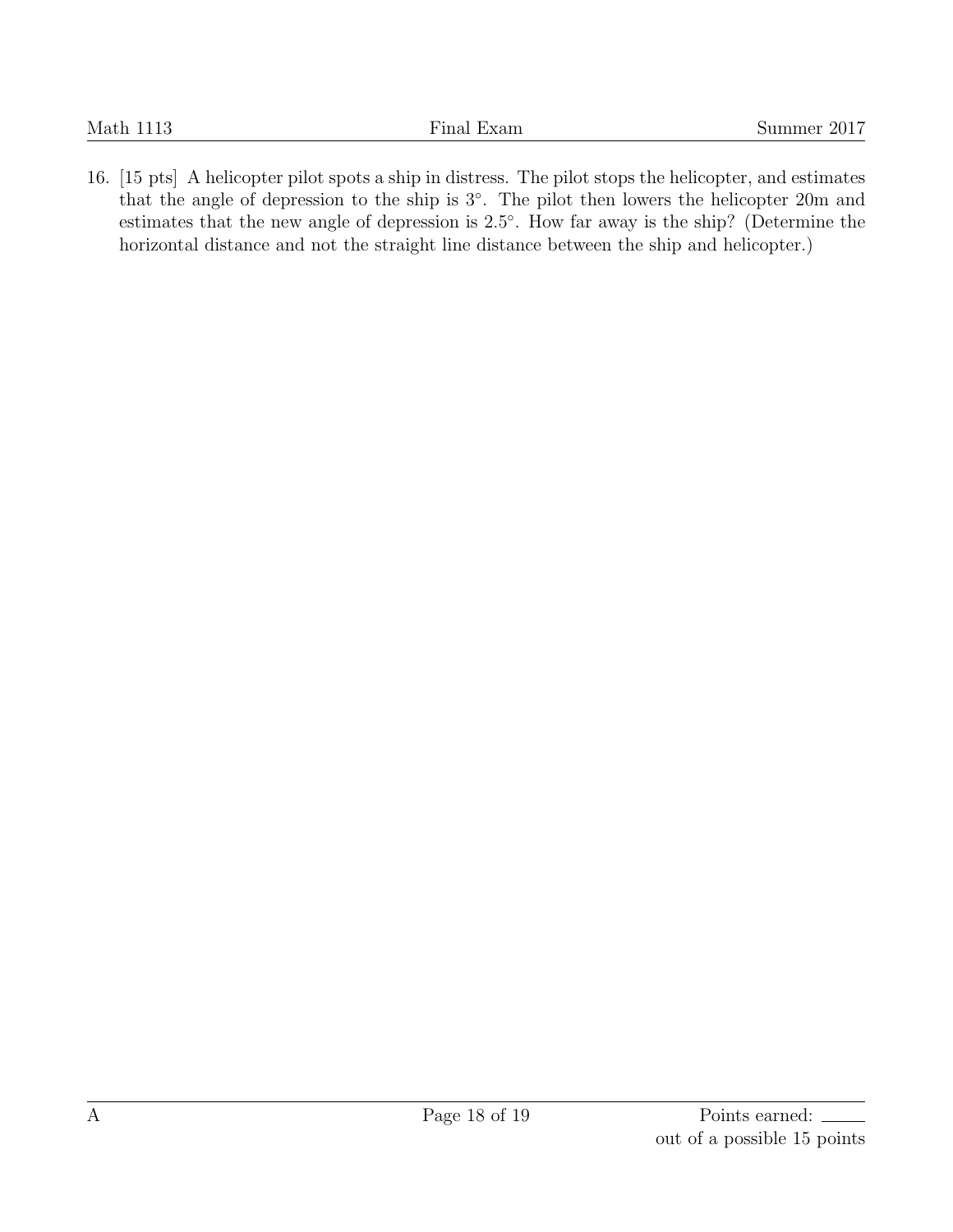16. [15 pts] A helicopter pilot spots a ship in distress. The pilot stops the helicopter, and estimates that the angle of depression to the ship is $3^\circ$. The pilot then lowers the helicopter 20m and estimates that the new angle of depression is $2.5^\circ$. How far away is the ship? (Determine the horizontal distance and not the straight line distance between the ship and helicopter.)

Points earned: ____
out of a possible 15 points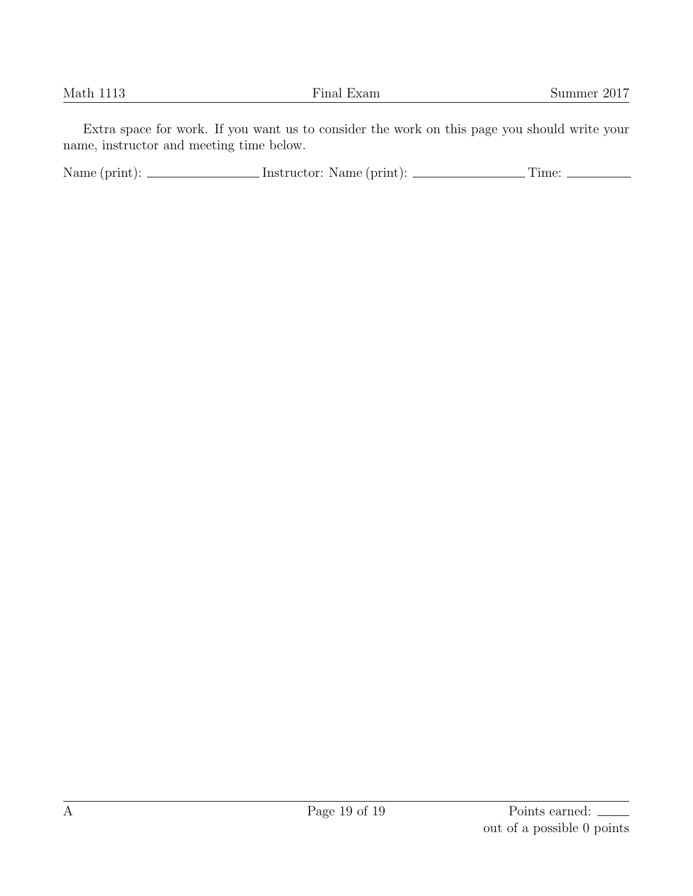Extra space for work. If you want us to consider the work on this page you should write your name, instructor and meeting time below.

Name (print): ________________ Instructor: Name (print): ________________ Time: __________

Points earned: _____
out of a possible 0 points